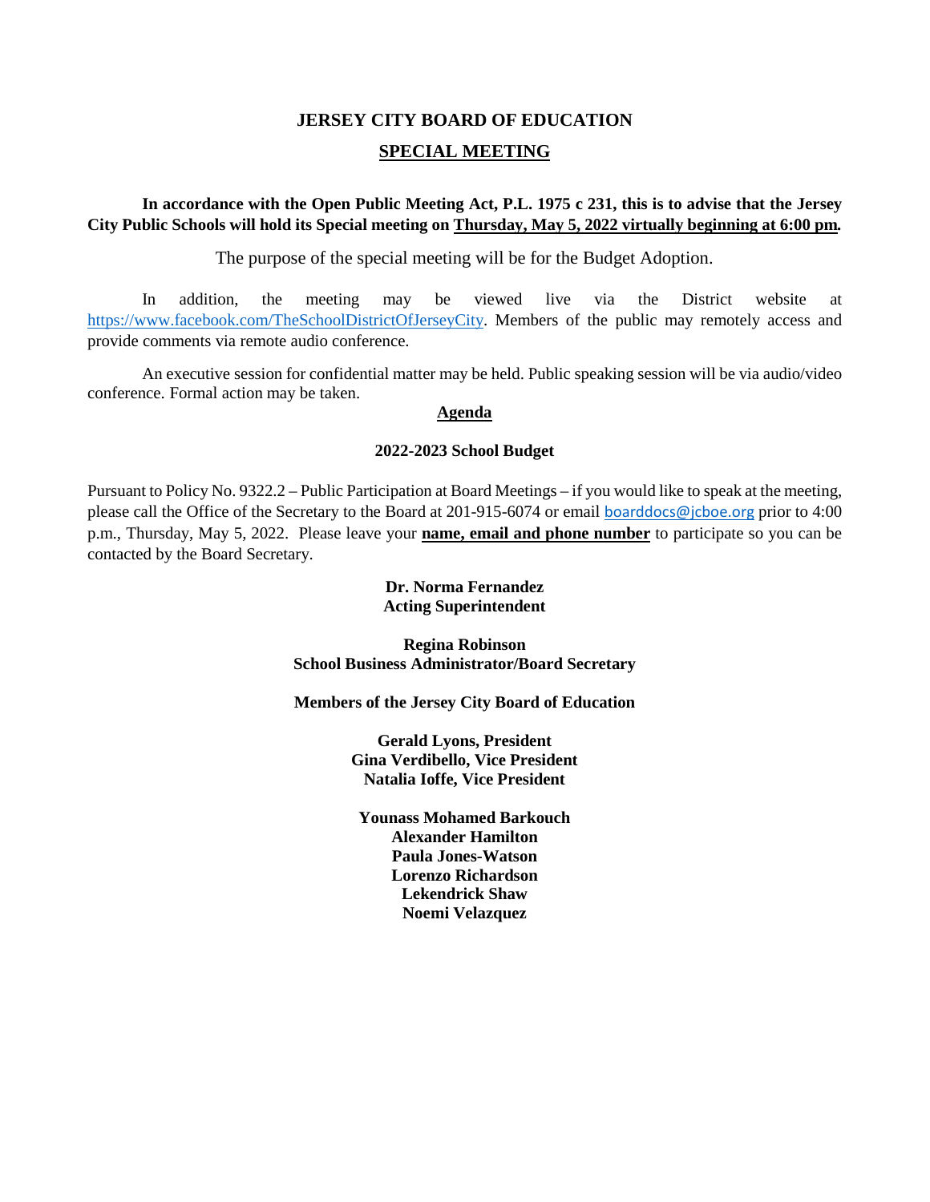# JERSEY CITY BOARD OF EDUCATION

## SPECIAL MEETING

**In accordance with the Open Public Meeting Act, P.L. 1975 c 231, this is to advise that the Jersey City Public Schools will hold its Special meeting on Thursday, May 5, 2022 virtually beginning at 6:00 pm.**

The purpose of the special meeting will be for the Budget Adoption.

In addition, the meeting may be viewed live via the District website at https://www.facebook.com/TheSchoolDistrictOfJerseyCity. Members of the public may remotely access and provide comments via remote audio conference.

An executive session for confidential matter may be held. Public speaking session will be via audio/video conference. Formal action may be taken.

**Agenda**

**2022-2023 School Budget**

Pursuant to Policy No. 9322.2 – Public Participation at Board Meetings – if you would like to speak at the meeting, please call the Office of the Secretary to the Board at 201-915-6074 or email boarddocs@jcboe.org prior to 4:00 p.m., Thursday, May 5, 2022. Please leave your **name, email and phone number** to participate so you can be contacted by the Board Secretary.

**Dr. Norma Fernandez**
**Acting Superintendent**

**Regina Robinson**
**School Business Administrator/Board Secretary**

**Members of the Jersey City Board of Education**

**Gerald Lyons, President**
**Gina Verdibello, Vice President**
**Natalia Ioffe, Vice President**

**Younass Mohamed Barkouch**
**Alexander Hamilton**
**Paula Jones-Watson**
**Lorenzo Richardson**
**Lekendrick Shaw**
**Noemi Velazquez**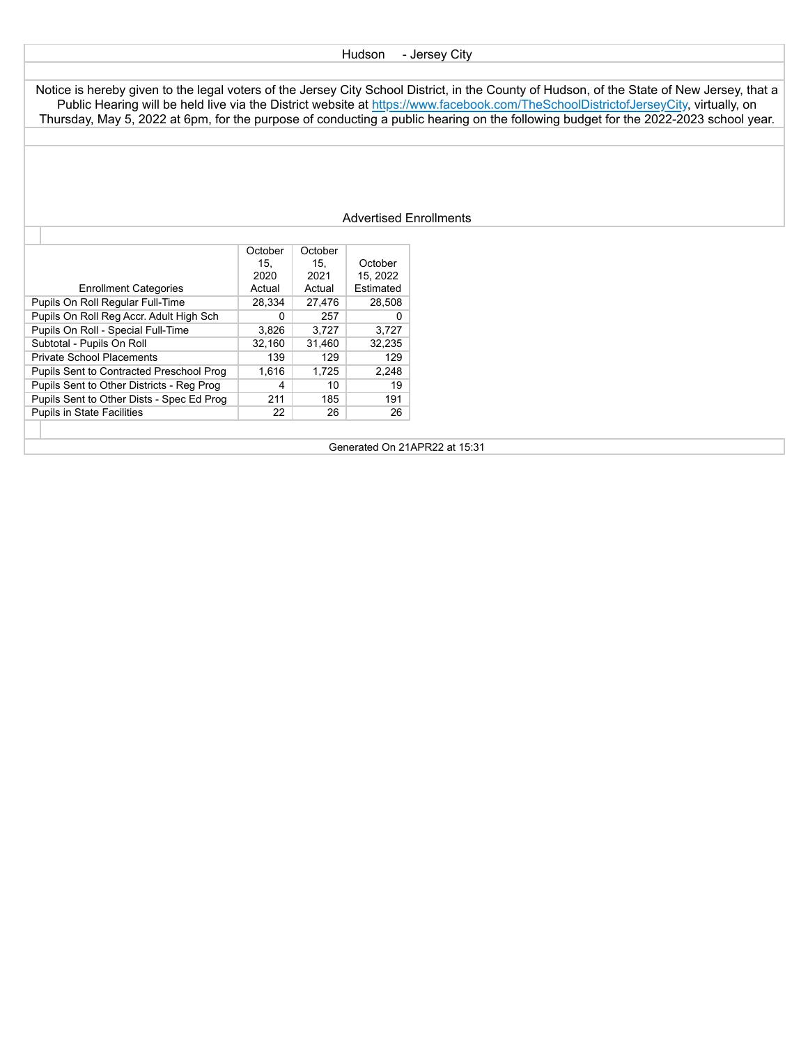Hudson - Jersey City

Notice is hereby given to the legal voters of the Jersey City School District, in the County of Hudson, of the State of New Jersey, that a Public Hearing will be held live via the District website at https://www.facebook.com/TheSchoolDistrictofJerseyCity, virtually, on Thursday, May 5, 2022 at 6pm, for the purpose of conducting a public hearing on the following budget for the 2022-2023 school year.

## Advertised Enrollments

| Enrollment Categories | October 15, 2020 Actual | October 15, 2021 Actual | October 15, 2022 Estimated |
|---|---|---|---|
| Pupils On Roll Regular Full-Time | 28,334 | 27,476 | 28,508 |
| Pupils On Roll Reg Accr. Adult High Sch | 0 | 257 | 0 |
| Pupils On Roll - Special Full-Time | 3,826 | 3,727 | 3,727 |
| Subtotal - Pupils On Roll | 32,160 | 31,460 | 32,235 |
| Private School Placements | 139 | 129 | 129 |
| Pupils Sent to Contracted Preschool Prog | 1,616 | 1,725 | 2,248 |
| Pupils Sent to Other Districts - Reg Prog | 4 | 10 | 19 |
| Pupils Sent to Other Dists - Spec Ed Prog | 211 | 185 | 191 |
| Pupils in State Facilities | 22 | 26 | 26 |

Generated On 21APR22 at 15:31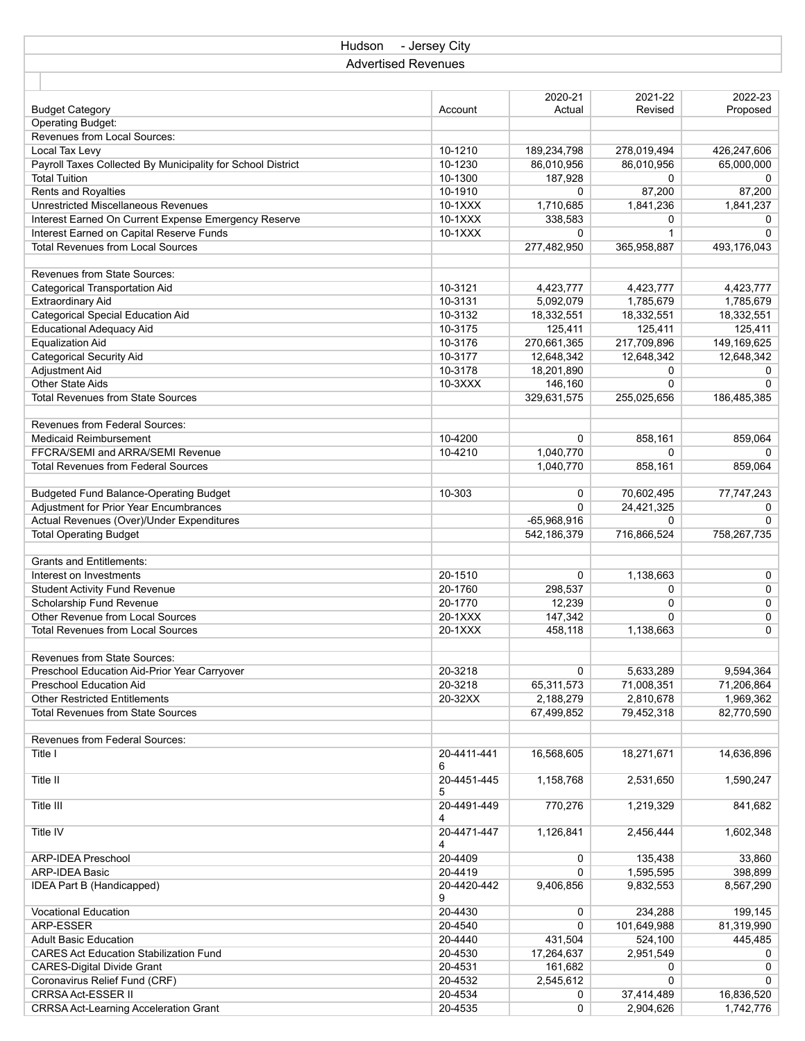Hudson - Jersey City

Advertised Revenues

| Budget Category | Account | 2020-21 Actual | 2021-22 Revised | 2022-23 Proposed |
|---|---|---|---|---|
| Operating Budget: | | | | |
| Revenues from Local Sources: | | | | |
| Local Tax Levy | 10-1210 | 189,234,798 | 278,019,494 | 426,247,606 |
| Payroll Taxes Collected By Municipality for School District | 10-1230 | 86,010,956 | 86,010,956 | 65,000,000 |
| Total Tuition | 10-1300 | 187,928 | 0 | 0 |
| Rents and Royalties | 10-1910 | 0 | 87,200 | 87,200 |
| Unrestricted Miscellaneous Revenues | 10-1XXX | 1,710,685 | 1,841,236 | 1,841,237 |
| Interest Earned On Current Expense Emergency Reserve | 10-1XXX | 338,583 | 0 | 0 |
| Interest Earned on Capital Reserve Funds | 10-1XXX | 0 | 1 | 0 |
| Total Revenues from Local Sources | | 277,482,950 | 365,958,887 | 493,176,043 |
| | | | | |
| Revenues from State Sources: | | | | |
| Categorical Transportation Aid | 10-3121 | 4,423,777 | 4,423,777 | 4,423,777 |
| Extraordinary Aid | 10-3131 | 5,092,079 | 1,785,679 | 1,785,679 |
| Categorical Special Education Aid | 10-3132 | 18,332,551 | 18,332,551 | 18,332,551 |
| Educational Adequacy Aid | 10-3175 | 125,411 | 125,411 | 125,411 |
| Equalization Aid | 10-3176 | 270,661,365 | 217,709,896 | 149,169,625 |
| Categorical Security Aid | 10-3177 | 12,648,342 | 12,648,342 | 12,648,342 |
| Adjustment Aid | 10-3178 | 18,201,890 | 0 | 0 |
| Other State Aids | 10-3XXX | 146,160 | 0 | 0 |
| Total Revenues from State Sources | | 329,631,575 | 255,025,656 | 186,485,385 |
| | | | | |
| Revenues from Federal Sources: | | | | |
| Medicaid Reimbursement | 10-4200 | 0 | 858,161 | 859,064 |
| FFCRA/SEMI and ARRA/SEMI Revenue | 10-4210 | 1,040,770 | 0 | 0 |
| Total Revenues from Federal Sources | | 1,040,770 | 858,161 | 859,064 |
| | | | | |
| Budgeted Fund Balance-Operating Budget | 10-303 | 0 | 70,602,495 | 77,747,243 |
| Adjustment for Prior Year Encumbrances | | 0 | 24,421,325 | 0 |
| Actual Revenues (Over)/Under Expenditures | | -65,968,916 | 0 | 0 |
| Total Operating Budget | | 542,186,379 | 716,866,524 | 758,267,735 |
| | | | | |
| Grants and Entitlements: | | | | |
| Interest on Investments | 20-1510 | 0 | 1,138,663 | 0 |
| Student Activity Fund Revenue | 20-1760 | 298,537 | 0 | 0 |
| Scholarship Fund Revenue | 20-1770 | 12,239 | 0 | 0 |
| Other Revenue from Local Sources | 20-1XXX | 147,342 | 0 | 0 |
| Total Revenues from Local Sources | 20-1XXX | 458,118 | 1,138,663 | 0 |
| | | | | |
| Revenues from State Sources: | | | | |
| Preschool Education Aid-Prior Year Carryover | 20-3218 | 0 | 5,633,289 | 9,594,364 |
| Preschool Education Aid | 20-3218 | 65,311,573 | 71,008,351 | 71,206,864 |
| Other Restricted Entitlements | 20-32XX | 2,188,279 | 2,810,678 | 1,969,362 |
| Total Revenues from State Sources | | 67,499,852 | 79,452,318 | 82,770,590 |
| | | | | |
| Revenues from Federal Sources: | | | | |
| Title I | 20-4411-4416 | 16,568,605 | 18,271,671 | 14,636,896 |
| Title II | 20-4451-4455 | 1,158,768 | 2,531,650 | 1,590,247 |
| Title III | 20-4491-4494 | 770,276 | 1,219,329 | 841,682 |
| Title IV | 20-4471-4474 | 1,126,841 | 2,456,444 | 1,602,348 |
| ARP-IDEA Preschool | 20-4409 | 0 | 135,438 | 33,860 |
| ARP-IDEA Basic | 20-4419 | 0 | 1,595,595 | 398,899 |
| IDEA Part B (Handicapped) | 20-4420-4429 | 9,406,856 | 9,832,553 | 8,567,290 |
| Vocational Education | 20-4430 | 0 | 234,288 | 199,145 |
| ARP-ESSER | 20-4540 | 0 | 101,649,988 | 81,319,990 |
| Adult Basic Education | 20-4440 | 431,504 | 524,100 | 445,485 |
| CARES Act Education Stabilization Fund | 20-4530 | 17,264,637 | 2,951,549 | 0 |
| CARES-Digital Divide Grant | 20-4531 | 161,682 | 0 | 0 |
| Coronavirus Relief Fund (CRF) | 20-4532 | 2,545,612 | 0 | 0 |
| CRRSA Act-ESSER II | 20-4534 | 0 | 37,414,489 | 16,836,520 |
| CRRSA Act-Learning Acceleration Grant | 20-4535 | 0 | 2,904,626 | 1,742,776 |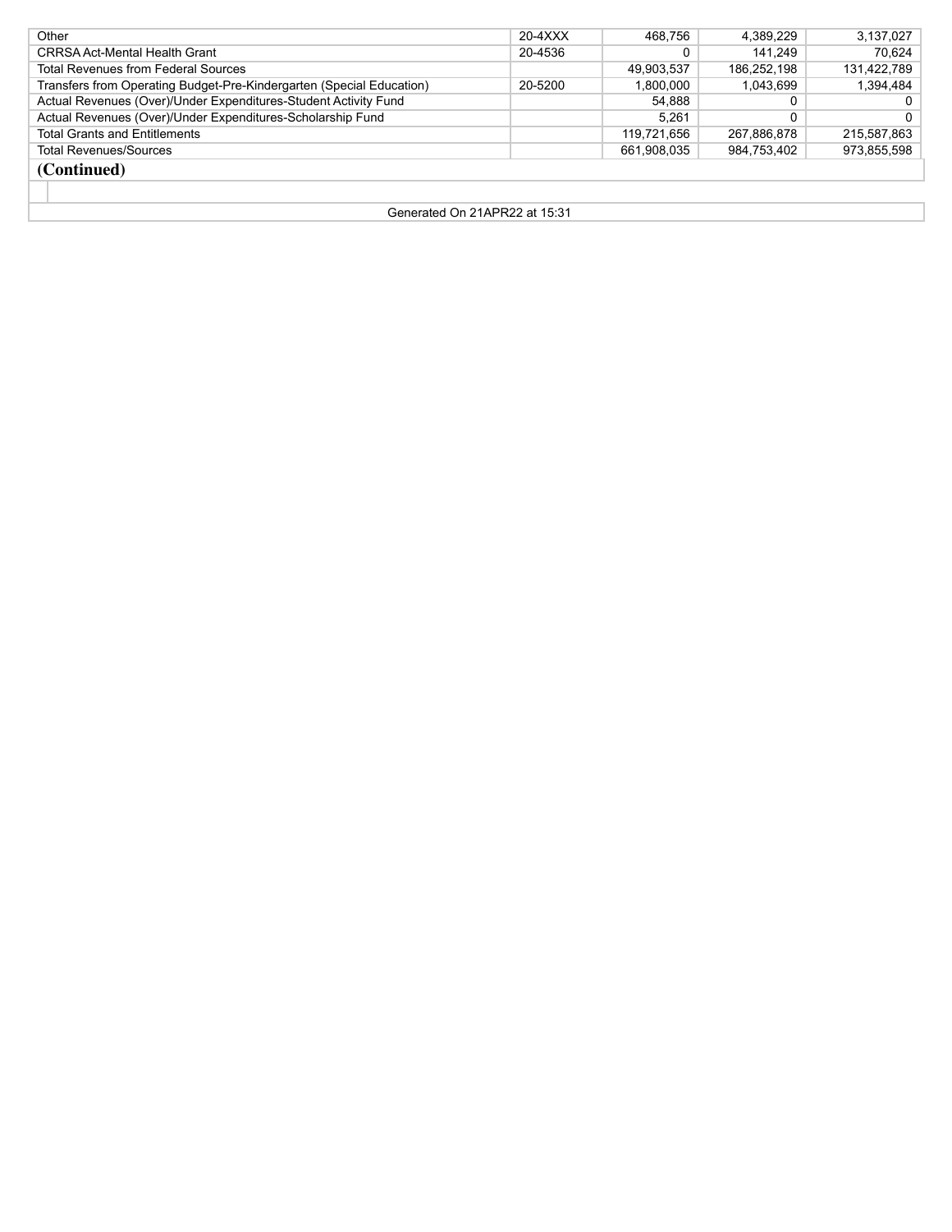| | | | | |
|---|---|---|---|---|
| Other | 20-4XXX | 468,756 | 4,389,229 | 3,137,027 |
| CRRSA Act-Mental Health Grant | 20-4536 | 0 | 141,249 | 70,624 |
| Total Revenues from Federal Sources | | 49,903,537 | 186,252,198 | 131,422,789 |
| Transfers from Operating Budget-Pre-Kindergarten (Special Education) | 20-5200 | 1,800,000 | 1,043,699 | 1,394,484 |
| Actual Revenues (Over)/Under Expenditures-Student Activity Fund | | 54,888 | 0 | 0 |
| Actual Revenues (Over)/Under Expenditures-Scholarship Fund | | 5,261 | 0 | 0 |
| Total Grants and Entitlements | | 119,721,656 | 267,886,878 | 215,587,863 |
| Total Revenues/Sources | | 661,908,035 | 984,753,402 | 973,855,598 |

**(Continued)**

Generated On 21APR22 at 15:31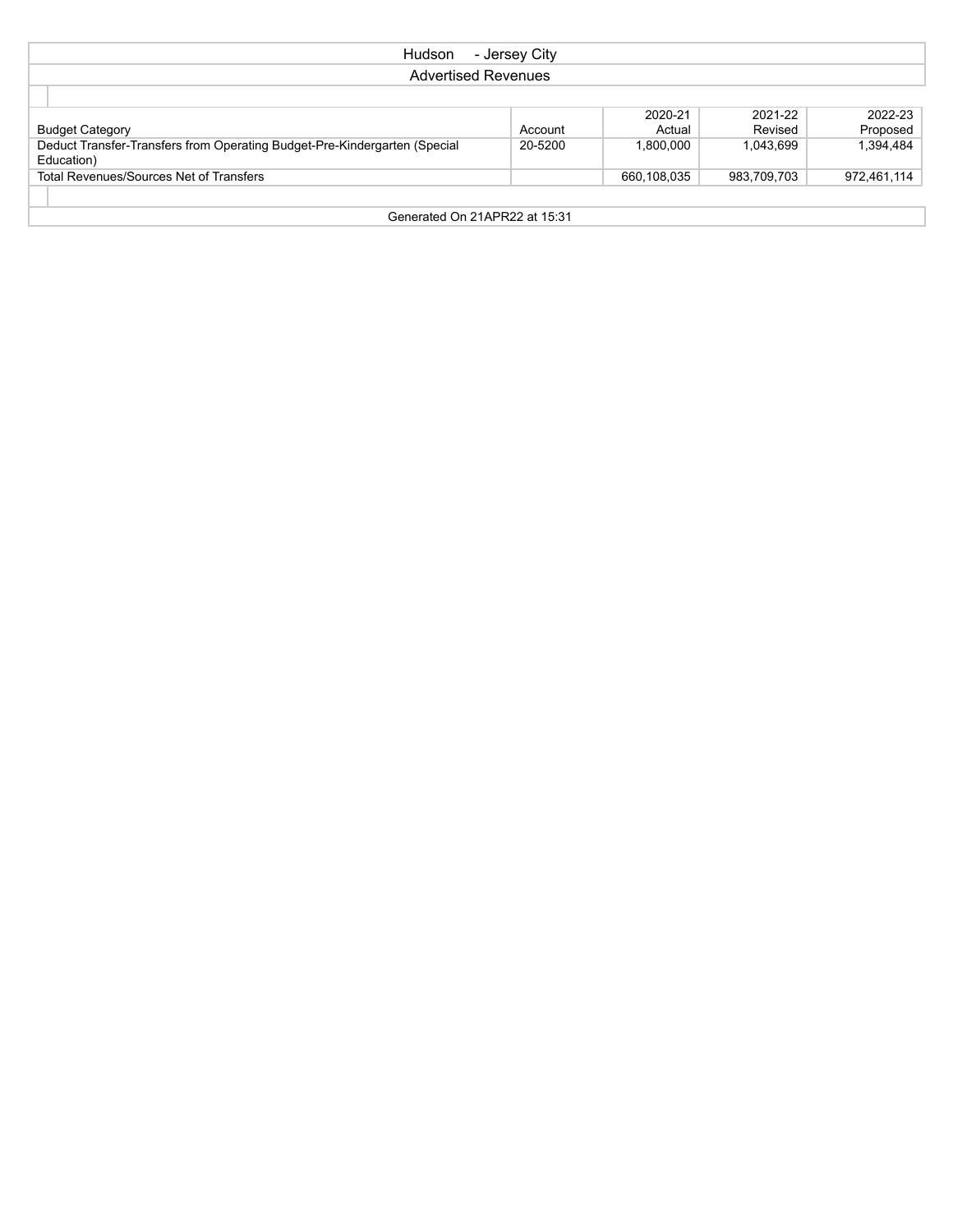## Hudson - Jersey City

### Advertised Revenues

| Budget Category | Account | 2020-21 Actual | 2021-22 Revised | 2022-23 Proposed |
|---|---|---|---|---|
| Deduct Transfer-Transfers from Operating Budget-Pre-Kindergarten (Special Education) | 20-5200 | 1,800,000 | 1,043,699 | 1,394,484 |
| Total Revenues/Sources Net of Transfers | | 660,108,035 | 983,709,703 | 972,461,114 |

Generated On 21APR22 at 15:31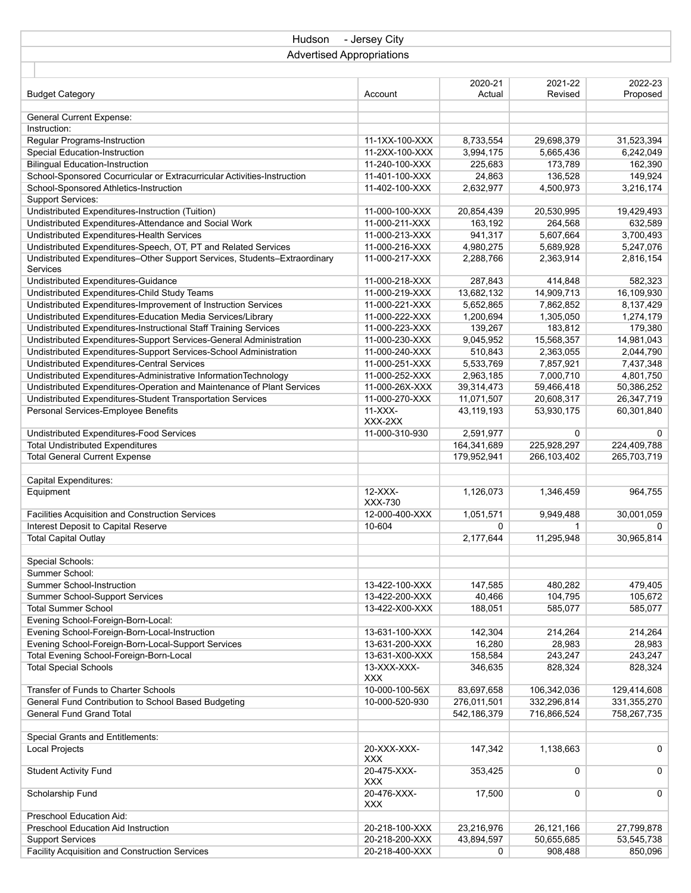## Hudson - Jersey City

### Advertised Appropriations

| Budget Category | Account | 2020-21 Actual | 2021-22 Revised | 2022-23 Proposed |
|---|---|---|---|---|
| General Current Expense: | | | | |
| Instruction: | | | | |
| Regular Programs-Instruction | 11-1XX-100-XXX | 8,733,554 | 29,698,379 | 31,523,394 |
| Special Education-Instruction | 11-2XX-100-XXX | 3,994,175 | 5,665,436 | 6,242,049 |
| Bilingual Education-Instruction | 11-240-100-XXX | 225,683 | 173,789 | 162,390 |
| School-Sponsored Cocurricular or Extracurricular Activities-Instruction | 11-401-100-XXX | 24,863 | 136,528 | 149,924 |
| School-Sponsored Athletics-Instruction | 11-402-100-XXX | 2,632,977 | 4,500,973 | 3,216,174 |
| Support Services: | | | | |
| Undistributed Expenditures-Instruction (Tuition) | 11-000-100-XXX | 20,854,439 | 20,530,995 | 19,429,493 |
| Undistributed Expenditures-Attendance and Social Work | 11-000-211-XXX | 163,192 | 264,568 | 632,589 |
| Undistributed Expenditures-Health Services | 11-000-213-XXX | 941,317 | 5,607,664 | 3,700,493 |
| Undistributed Expenditures-Speech, OT, PT and Related Services | 11-000-216-XXX | 4,980,275 | 5,689,928 | 5,247,076 |
| Undistributed Expenditures–Other Support Services, Students–Extraordinary Services | 11-000-217-XXX | 2,288,766 | 2,363,914 | 2,816,154 |
| Undistributed Expenditures-Guidance | 11-000-218-XXX | 287,843 | 414,848 | 582,323 |
| Undistributed Expenditures-Child Study Teams | 11-000-219-XXX | 13,682,132 | 14,909,713 | 16,109,930 |
| Undistributed Expenditures-Improvement of Instruction Services | 11-000-221-XXX | 5,652,865 | 7,862,852 | 8,137,429 |
| Undistributed Expenditures-Education Media Services/Library | 11-000-222-XXX | 1,200,694 | 1,305,050 | 1,274,179 |
| Undistributed Expenditures-Instructional Staff Training Services | 11-000-223-XXX | 139,267 | 183,812 | 179,380 |
| Undistributed Expenditures-Support Services-General Administration | 11-000-230-XXX | 9,045,952 | 15,568,357 | 14,981,043 |
| Undistributed Expenditures-Support Services-School Administration | 11-000-240-XXX | 510,843 | 2,363,055 | 2,044,790 |
| Undistributed Expenditures-Central Services | 11-000-251-XXX | 5,533,769 | 7,857,921 | 7,437,348 |
| Undistributed Expenditures-Administrative InformationTechnology | 11-000-252-XXX | 2,963,185 | 7,000,710 | 4,801,750 |
| Undistributed Expenditures-Operation and Maintenance of Plant Services | 11-000-26X-XXX | 39,314,473 | 59,466,418 | 50,386,252 |
| Undistributed Expenditures-Student Transportation Services | 11-000-270-XXX | 11,071,507 | 20,608,317 | 26,347,719 |
| Personal Services-Employee Benefits | 11-XXX-XXX-2XX | 43,119,193 | 53,930,175 | 60,301,840 |
| Undistributed Expenditures-Food Services | 11-000-310-930 | 2,591,977 | 0 | 0 |
| Total Undistributed Expenditures | | 164,341,689 | 225,928,297 | 224,409,788 |
| Total General Current Expense | | 179,952,941 | 266,103,402 | 265,703,719 |
| | | | | |
| Capital Expenditures: | | | | |
| Equipment | 12-XXX-XXX-730 | 1,126,073 | 1,346,459 | 964,755 |
| Facilities Acquisition and Construction Services | 12-000-400-XXX | 1,051,571 | 9,949,488 | 30,001,059 |
| Interest Deposit to Capital Reserve | 10-604 | 0 | 1 | 0 |
| Total Capital Outlay | | 2,177,644 | 11,295,948 | 30,965,814 |
| | | | | |
| Special Schools: | | | | |
| Summer School: | | | | |
| Summer School-Instruction | 13-422-100-XXX | 147,585 | 480,282 | 479,405 |
| Summer School-Support Services | 13-422-200-XXX | 40,466 | 104,795 | 105,672 |
| Total Summer School | 13-422-X00-XXX | 188,051 | 585,077 | 585,077 |
| Evening School-Foreign-Born-Local: | | | | |
| Evening School-Foreign-Born-Local-Instruction | 13-631-100-XXX | 142,304 | 214,264 | 214,264 |
| Evening School-Foreign-Born-Local-Support Services | 13-631-200-XXX | 16,280 | 28,983 | 28,983 |
| Total Evening School-Foreign-Born-Local | 13-631-X00-XXX | 158,584 | 243,247 | 243,247 |
| Total Special Schools | 13-XXX-XXX-XXX | 346,635 | 828,324 | 828,324 |
| Transfer of Funds to Charter Schools | 10-000-100-56X | 83,697,658 | 106,342,036 | 129,414,608 |
| General Fund Contribution to School Based Budgeting | 10-000-520-930 | 276,011,501 | 332,296,814 | 331,355,270 |
| General Fund Grand Total | | 542,186,379 | 716,866,524 | 758,267,735 |
| | | | | |
| Special Grants and Entitlements: | | | | |
| Local Projects | 20-XXX-XXX-XXX | 147,342 | 1,138,663 | 0 |
| Student Activity Fund | 20-475-XXX-XXX | 353,425 | 0 | 0 |
| Scholarship Fund | 20-476-XXX-XXX | 17,500 | 0 | 0 |
| Preschool Education Aid: | | | | |
| Preschool Education Aid Instruction | 20-218-100-XXX | 23,216,976 | 26,121,166 | 27,799,878 |
| Support Services | 20-218-200-XXX | 43,894,597 | 50,655,685 | 53,545,738 |
| Facility Acquisition and Construction Services | 20-218-400-XXX | 0 | 908,488 | 850,096 |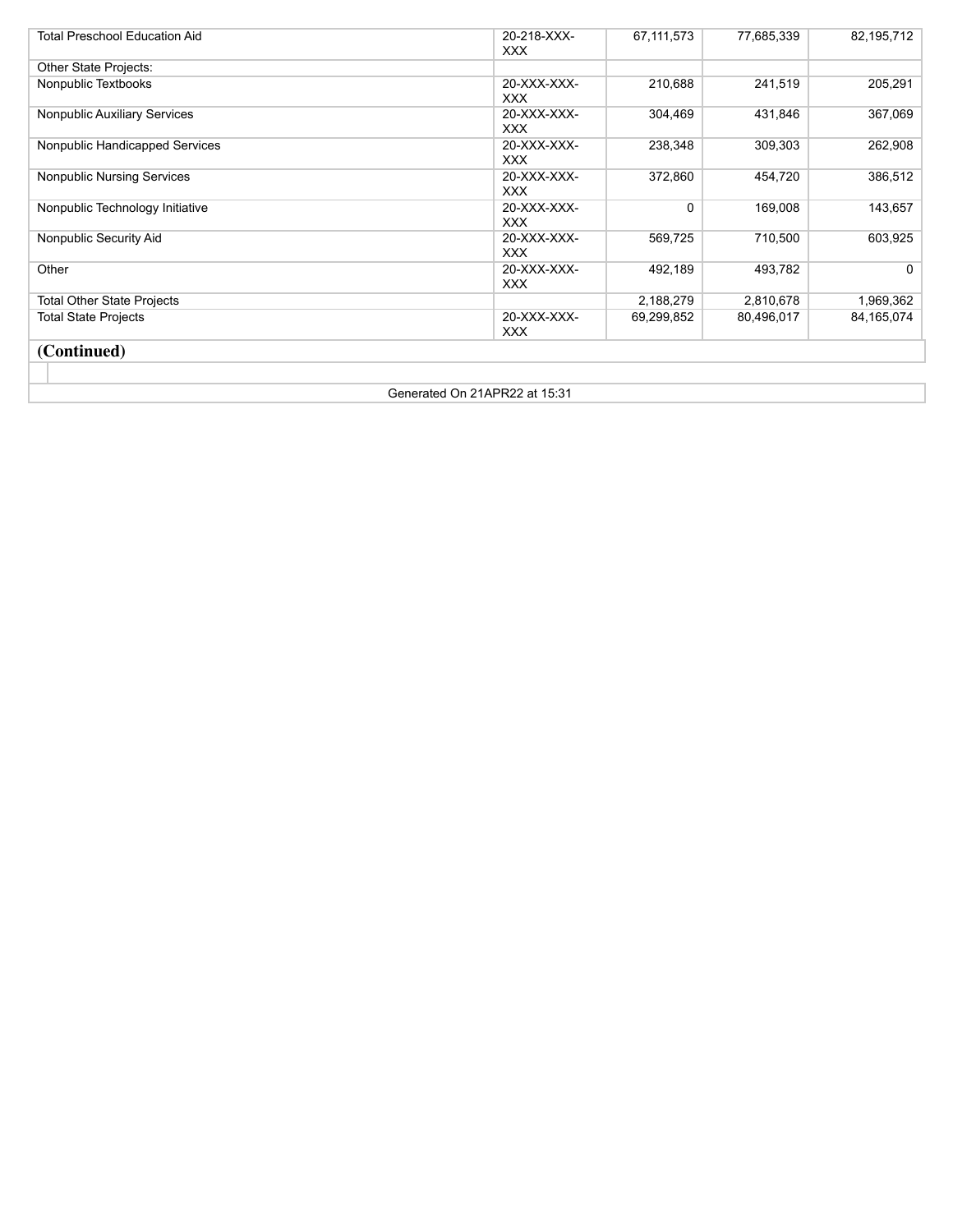| | | | | |
|---|---|---|---|---|
| Total Preschool Education Aid | 20-218-XXX-XXX | 67,111,573 | 77,685,339 | 82,195,712 |
| Other State Projects: | | | | |
| Nonpublic Textbooks | 20-XXX-XXX-XXX | 210,688 | 241,519 | 205,291 |
| Nonpublic Auxiliary Services | 20-XXX-XXX-XXX | 304,469 | 431,846 | 367,069 |
| Nonpublic Handicapped Services | 20-XXX-XXX-XXX | 238,348 | 309,303 | 262,908 |
| Nonpublic Nursing Services | 20-XXX-XXX-XXX | 372,860 | 454,720 | 386,512 |
| Nonpublic Technology Initiative | 20-XXX-XXX-XXX | 0 | 169,008 | 143,657 |
| Nonpublic Security Aid | 20-XXX-XXX-XXX | 569,725 | 710,500 | 603,925 |
| Other | 20-XXX-XXX-XXX | 492,189 | 493,782 | 0 |
| Total Other State Projects | | 2,188,279 | 2,810,678 | 1,969,362 |
| Total State Projects | 20-XXX-XXX-XXX | 69,299,852 | 80,496,017 | 84,165,074 |

**(Continued)**

Generated On 21APR22 at 15:31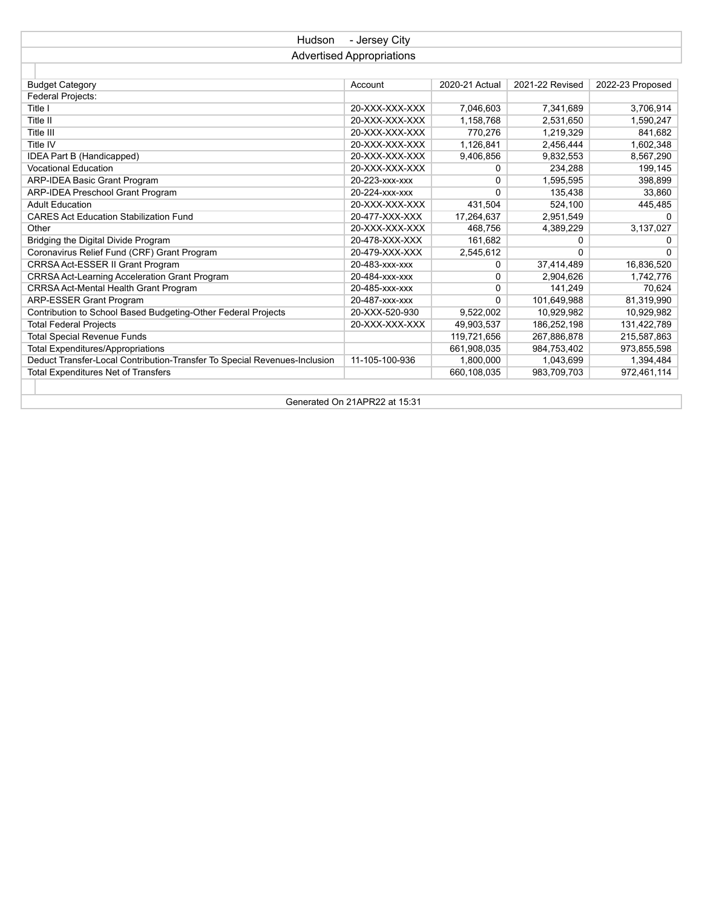# Hudson - Jersey City

## Advertised Appropriations

| Budget Category | Account | 2020-21 Actual | 2021-22 Revised | 2022-23 Proposed |
|---|---|---|---|---|
| Federal Projects: | | | | |
| Title I | 20-XXX-XXX-XXX | 7,046,603 | 7,341,689 | 3,706,914 |
| Title II | 20-XXX-XXX-XXX | 1,158,768 | 2,531,650 | 1,590,247 |
| Title III | 20-XXX-XXX-XXX | 770,276 | 1,219,329 | 841,682 |
| Title IV | 20-XXX-XXX-XXX | 1,126,841 | 2,456,444 | 1,602,348 |
| IDEA Part B (Handicapped) | 20-XXX-XXX-XXX | 9,406,856 | 9,832,553 | 8,567,290 |
| Vocational Education | 20-XXX-XXX-XXX | 0 | 234,288 | 199,145 |
| ARP-IDEA Basic Grant Program | 20-223-xxx-xxx | 0 | 1,595,595 | 398,899 |
| ARP-IDEA Preschool Grant Program | 20-224-xxx-xxx | 0 | 135,438 | 33,860 |
| Adult Education | 20-XXX-XXX-XXX | 431,504 | 524,100 | 445,485 |
| CARES Act Education Stabilization Fund | 20-477-XXX-XXX | 17,264,637 | 2,951,549 | 0 |
| Other | 20-XXX-XXX-XXX | 468,756 | 4,389,229 | 3,137,027 |
| Bridging the Digital Divide Program | 20-478-XXX-XXX | 161,682 | 0 | 0 |
| Coronavirus Relief Fund (CRF) Grant Program | 20-479-XXX-XXX | 2,545,612 | 0 | 0 |
| CRRSA Act-ESSER II Grant Program | 20-483-xxx-xxx | 0 | 37,414,489 | 16,836,520 |
| CRRSA Act-Learning Acceleration Grant Program | 20-484-xxx-xxx | 0 | 2,904,626 | 1,742,776 |
| CRRSA Act-Mental Health Grant Program | 20-485-xxx-xxx | 0 | 141,249 | 70,624 |
| ARP-ESSER Grant Program | 20-487-xxx-xxx | 0 | 101,649,988 | 81,319,990 |
| Contribution to School Based Budgeting-Other Federal Projects | 20-XXX-520-930 | 9,522,002 | 10,929,982 | 10,929,982 |
| Total Federal Projects | 20-XXX-XXX-XXX | 49,903,537 | 186,252,198 | 131,422,789 |
| Total Special Revenue Funds | | 119,721,656 | 267,886,878 | 215,587,863 |
| Total Expenditures/Appropriations | | 661,908,035 | 984,753,402 | 973,855,598 |
| Deduct Transfer-Local Contribution-Transfer To Special Revenues-Inclusion | 11-105-100-936 | 1,800,000 | 1,043,699 | 1,394,484 |
| Total Expenditures Net of Transfers | | 660,108,035 | 983,709,703 | 972,461,114 |

Generated On 21APR22 at 15:31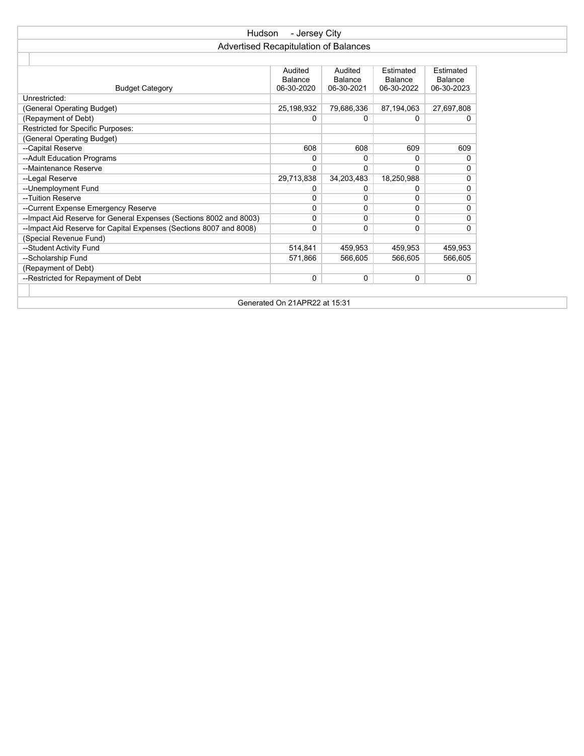# Hudson - Jersey City

## Advertised Recapitulation of Balances

| Budget Category | Audited Balance 06-30-2020 | Audited Balance 06-30-2021 | Estimated Balance 06-30-2022 | Estimated Balance 06-30-2023 |
|---|---|---|---|---|
| Unrestricted: | | | | |
| (General Operating Budget) | 25,198,932 | 79,686,336 | 87,194,063 | 27,697,808 |
| (Repayment of Debt) | 0 | 0 | 0 | 0 |
| Restricted for Specific Purposes: | | | | |
| (General Operating Budget) | | | | |
| --Capital Reserve | 608 | 608 | 609 | 609 |
| --Adult Education Programs | 0 | 0 | 0 | 0 |
| --Maintenance Reserve | 0 | 0 | 0 | 0 |
| --Legal Reserve | 29,713,838 | 34,203,483 | 18,250,988 | 0 |
| --Unemployment Fund | 0 | 0 | 0 | 0 |
| --Tuition Reserve | 0 | 0 | 0 | 0 |
| --Current Expense Emergency Reserve | 0 | 0 | 0 | 0 |
| --Impact Aid Reserve for General Expenses (Sections 8002 and 8003) | 0 | 0 | 0 | 0 |
| --Impact Aid Reserve for Capital Expenses (Sections 8007 and 8008) | 0 | 0 | 0 | 0 |
| (Special Revenue Fund) | | | | |
| --Student Activity Fund | 514,841 | 459,953 | 459,953 | 459,953 |
| --Scholarship Fund | 571,866 | 566,605 | 566,605 | 566,605 |
| (Repayment of Debt) | | | | |
| --Restricted for Repayment of Debt | 0 | 0 | 0 | 0 |

Generated On 21APR22 at 15:31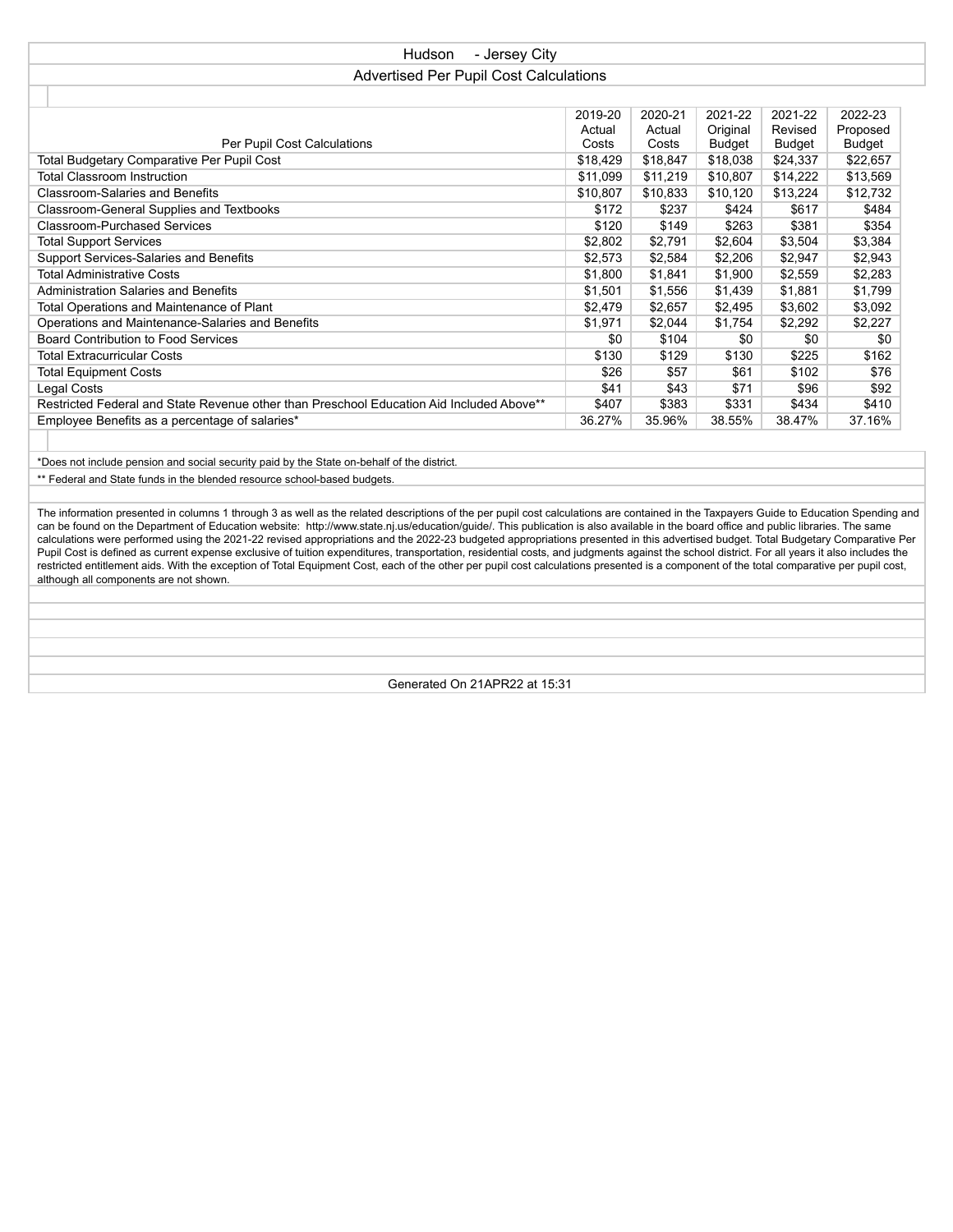# Hudson - Jersey City

## Advertised Per Pupil Cost Calculations

| Per Pupil Cost Calculations | 2019-20 Actual Costs | 2020-21 Actual Costs | 2021-22 Original Budget | 2021-22 Revised Budget | 2022-23 Proposed Budget |
|---|---|---|---|---|---|
| Total Budgetary Comparative Per Pupil Cost | $18,429 | $18,847 | $18,038 | $24,337 | $22,657 |
| Total Classroom Instruction | $11,099 | $11,219 | $10,807 | $14,222 | $13,569 |
| Classroom-Salaries and Benefits | $10,807 | $10,833 | $10,120 | $13,224 | $12,732 |
| Classroom-General Supplies and Textbooks | $172 | $237 | $424 | $617 | $484 |
| Classroom-Purchased Services | $120 | $149 | $263 | $381 | $354 |
| Total Support Services | $2,802 | $2,791 | $2,604 | $3,504 | $3,384 |
| Support Services-Salaries and Benefits | $2,573 | $2,584 | $2,206 | $2,947 | $2,943 |
| Total Administrative Costs | $1,800 | $1,841 | $1,900 | $2,559 | $2,283 |
| Administration Salaries and Benefits | $1,501 | $1,556 | $1,439 | $1,881 | $1,799 |
| Total Operations and Maintenance of Plant | $2,479 | $2,657 | $2,495 | $3,602 | $3,092 |
| Operations and Maintenance-Salaries and Benefits | $1,971 | $2,044 | $1,754 | $2,292 | $2,227 |
| Board Contribution to Food Services | $0 | $104 | $0 | $0 | $0 |
| Total Extracurricular Costs | $130 | $129 | $130 | $225 | $162 |
| Total Equipment Costs | $26 | $57 | $61 | $102 | $76 |
| Legal Costs | $41 | $43 | $71 | $96 | $92 |
| Restricted Federal and State Revenue other than Preschool Education Aid Included Above** | $407 | $383 | $331 | $434 | $410 |
| Employee Benefits as a percentage of salaries* | 36.27% | 35.96% | 38.55% | 38.47% | 37.16% |

*Does not include pension and social security paid by the State on-behalf of the district.

** Federal and State funds in the blended resource school-based budgets.

The information presented in columns 1 through 3 as well as the related descriptions of the per pupil cost calculations are contained in the Taxpayers Guide to Education Spending and can be found on the Department of Education website: http://www.state.nj.us/education/guide/. This publication is also available in the board office and public libraries. The same calculations were performed using the 2021-22 revised appropriations and the 2022-23 budgeted appropriations presented in this advertised budget. Total Budgetary Comparative Per Pupil Cost is defined as current expense exclusive of tuition expenditures, transportation, residential costs, and judgments against the school district. For all years it also includes the restricted entitlement aids. With the exception of Total Equipment Cost, each of the other per pupil cost calculations presented is a component of the total comparative per pupil cost, although all components are not shown.

Generated On 21APR22 at 15:31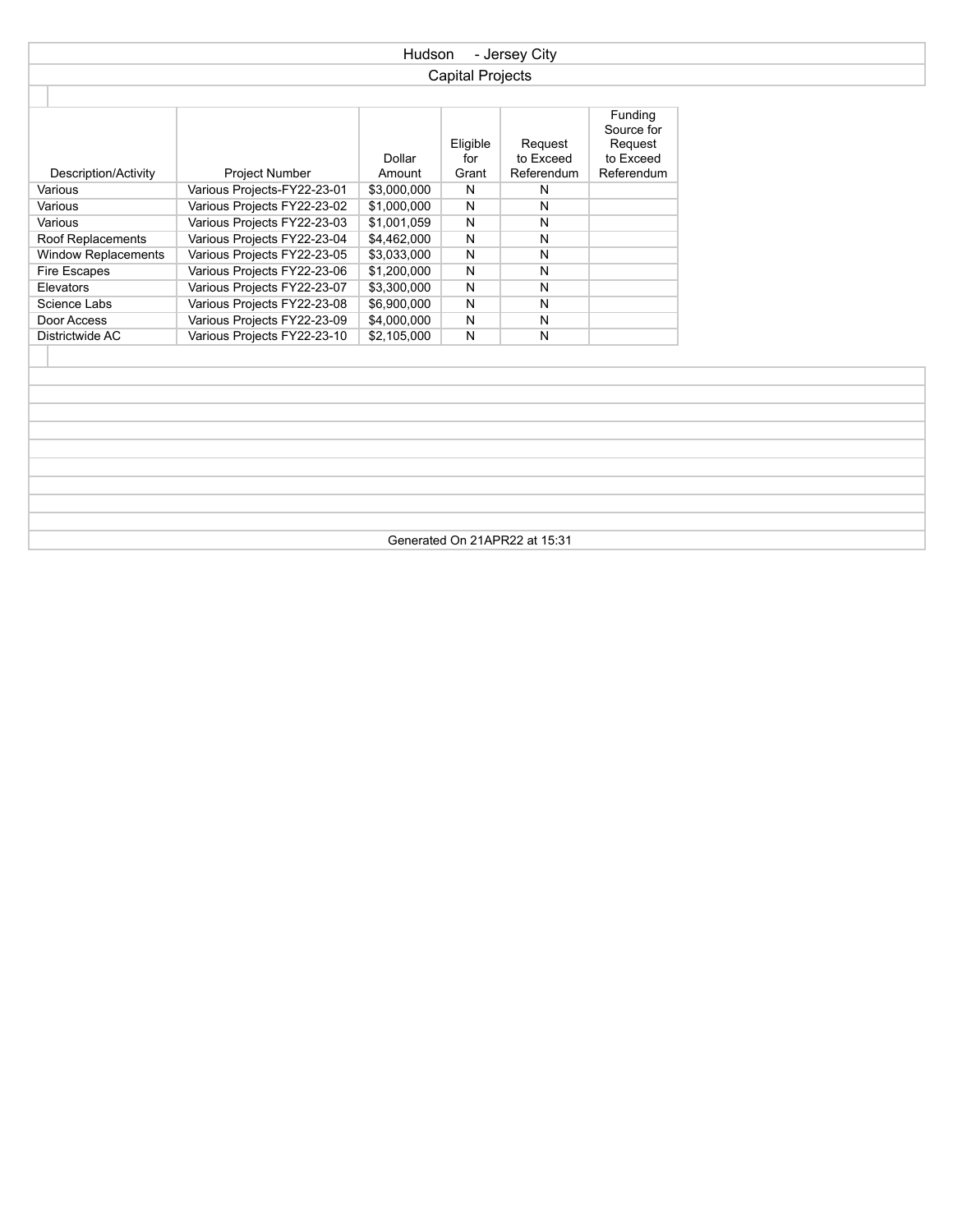Hudson - Jersey City

Capital Projects

| Description/Activity | Project Number | Dollar Amount | Eligible for Grant | Request to Exceed Referendum | Funding Source for Request to Exceed Referendum |
|---|---|---|---|---|---|
| Various | Various Projects-FY22-23-01 | $3,000,000 | N | N | |
| Various | Various Projects FY22-23-02 | $1,000,000 | N | N | |
| Various | Various Projects FY22-23-03 | $1,001,059 | N | N | |
| Roof Replacements | Various Projects FY22-23-04 | $4,462,000 | N | N | |
| Window Replacements | Various Projects FY22-23-05 | $3,033,000 | N | N | |
| Fire Escapes | Various Projects FY22-23-06 | $1,200,000 | N | N | |
| Elevators | Various Projects FY22-23-07 | $3,300,000 | N | N | |
| Science Labs | Various Projects FY22-23-08 | $6,900,000 | N | N | |
| Door Access | Various Projects FY22-23-09 | $4,000,000 | N | N | |
| Districtwide AC | Various Projects FY22-23-10 | $2,105,000 | N | N | |

Generated On 21APR22 at 15:31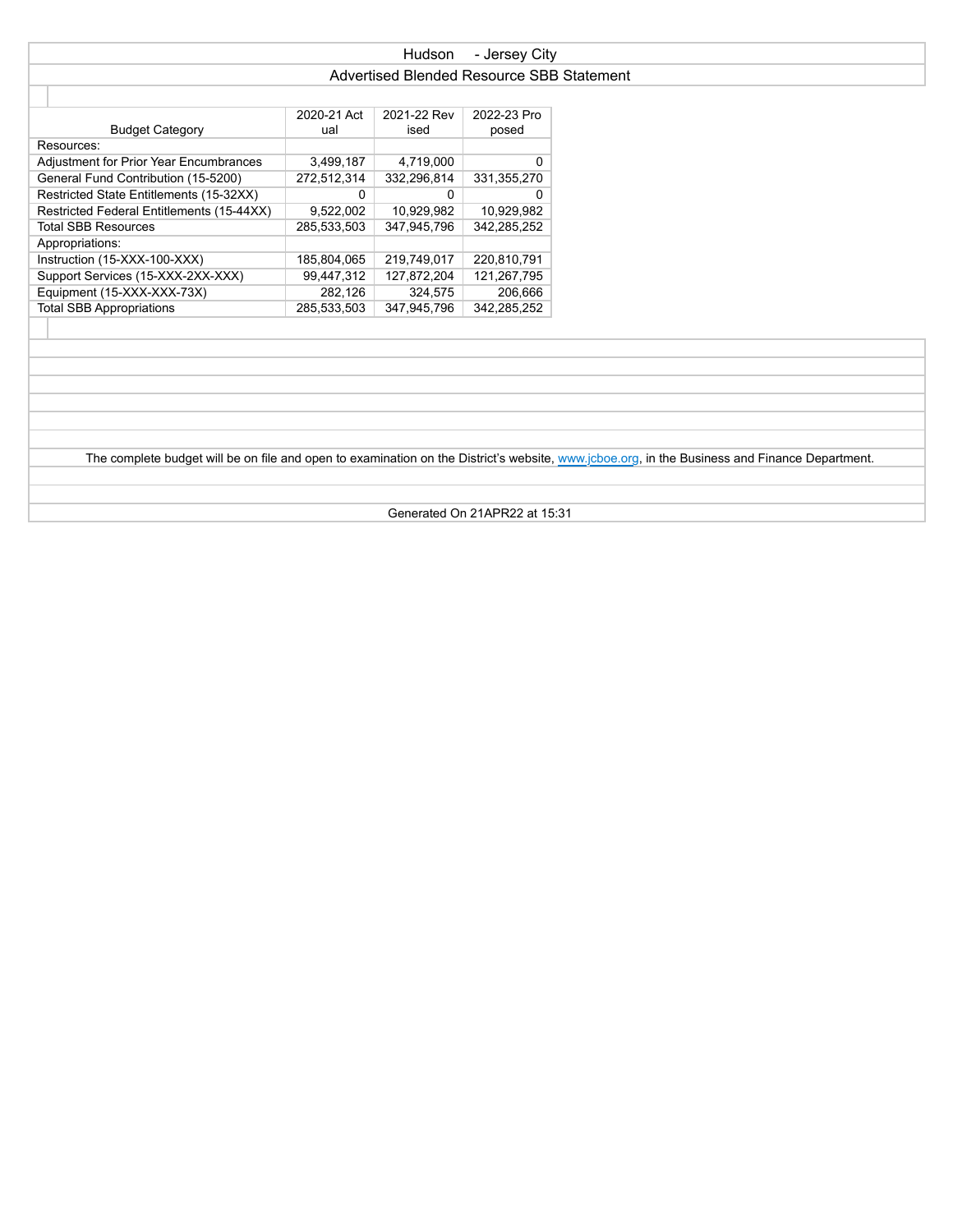Hudson - Jersey City

Advertised Blended Resource SBB Statement

| Budget Category | 2020-21 Actual | 2021-22 Revised | 2022-23 Proposed |
|---|---|---|---|
| Resources: | | | |
| Adjustment for Prior Year Encumbrances | 3,499,187 | 4,719,000 | 0 |
| General Fund Contribution (15-5200) | 272,512,314 | 332,296,814 | 331,355,270 |
| Restricted State Entitlements (15-32XX) | 0 | 0 | 0 |
| Restricted Federal Entitlements (15-44XX) | 9,522,002 | 10,929,982 | 10,929,982 |
| Total SBB Resources | 285,533,503 | 347,945,796 | 342,285,252 |
| Appropriations: | | | |
| Instruction (15-XXX-100-XXX) | 185,804,065 | 219,749,017 | 220,810,791 |
| Support Services (15-XXX-2XX-XXX) | 99,447,312 | 127,872,204 | 121,267,795 |
| Equipment (15-XXX-XXX-73X) | 282,126 | 324,575 | 206,666 |
| Total SBB Appropriations | 285,533,503 | 347,945,796 | 342,285,252 |

The complete budget will be on file and open to examination on the District's website, www.jcboe.org, in the Business and Finance Department.

Generated On 21APR22 at 15:31